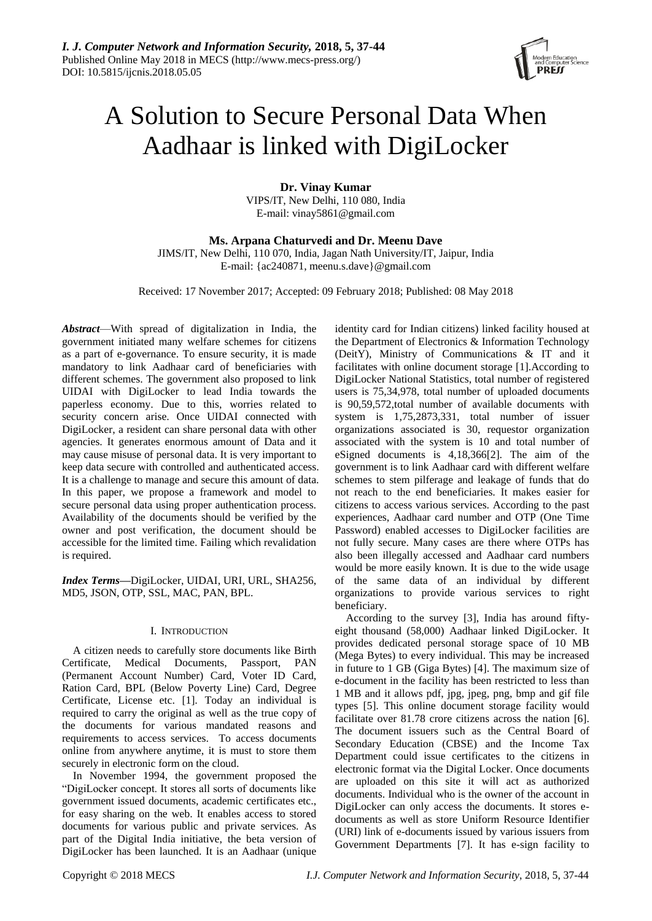# A Solution to Secure Personal Data When Aadhaar is linked with DigiLocker

**Dr. Vinay Kumar**
VIPS/IT, New Delhi, 110 080, India
E-mail: vinay5861@gmail.com

**Ms. Arpana Chaturvedi and Dr. Meenu Dave**
JIMS/IT, New Delhi, 110 070, India, Jagan Nath University/IT, Jaipur, India
E-mail: {ac240871, meenu.s.dave}@gmail.com

Received: 17 November 2017; Accepted: 09 February 2018; Published: 08 May 2018

***Abstract***—With spread of digitalization in India, the government initiated many welfare schemes for citizens as a part of e-governance. To ensure security, it is made mandatory to link Aadhaar card of beneficiaries with different schemes. The government also proposed to link UIDAI with DigiLocker to lead India towards the paperless economy. Due to this, worries related to security concern arise. Once UIDAI connected with DigiLocker, a resident can share personal data with other agencies. It generates enormous amount of Data and it may cause misuse of personal data. It is very important to keep data secure with controlled and authenticated access. It is a challenge to manage and secure this amount of data. In this paper, we propose a framework and model to secure personal data using proper authentication process. Availability of the documents should be verified by the owner and post verification, the document should be accessible for the limited time. Failing which revalidation is required.

***Index Terms*—**DigiLocker, UIDAI, URI, URL, SHA256, MD5, JSON, OTP, SSL, MAC, PAN, BPL.

## I. Introduction

A citizen needs to carefully store documents like Birth Certificate, Medical Documents, Passport, PAN (Permanent Account Number) Card, Voter ID Card, Ration Card, BPL (Below Poverty Line) Card, Degree Certificate, License etc. [1]. Today an individual is required to carry the original as well as the true copy of the documents for various mandated reasons and requirements to access services. To access documents online from anywhere anytime, it is must to store them securely in electronic form on the cloud.

In November 1994, the government proposed the "DigiLocker concept. It stores all sorts of documents like government issued documents, academic certificates etc., for easy sharing on the web. It enables access to stored documents for various public and private services. As part of the Digital India initiative, the beta version of DigiLocker has been launched. It is an Aadhaar (unique identity card for Indian citizens) linked facility housed at the Department of Electronics & Information Technology (DeitY), Ministry of Communications & IT and it facilitates with online document storage [1].According to DigiLocker National Statistics, total number of registered users is 75,34,978, total number of uploaded documents is 90,59,572,total number of available documents with system is 1,75,2873,331, total number of issuer organizations associated is 30, requestor organization associated with the system is 10 and total number of eSigned documents is 4,18,366[2]. The aim of the government is to link Aadhaar card with different welfare schemes to stem pilferage and leakage of funds that do not reach to the end beneficiaries. It makes easier for citizens to access various services. According to the past experiences, Aadhaar card number and OTP (One Time Password) enabled accesses to DigiLocker facilities are not fully secure. Many cases are there where OTPs has also been illegally accessed and Aadhaar card numbers would be more easily known. It is due to the wide usage of the same data of an individual by different organizations to provide various services to right beneficiary.

According to the survey [3], India has around fifty-eight thousand (58,000) Aadhaar linked DigiLocker. It provides dedicated personal storage space of 10 MB (Mega Bytes) to every individual. This may be increased in future to 1 GB (Giga Bytes) [4]. The maximum size of e-document in the facility has been restricted to less than 1 MB and it allows pdf, jpg, jpeg, png, bmp and gif file types [5]. This online document storage facility would facilitate over 81.78 crore citizens across the nation [6]. The document issuers such as the Central Board of Secondary Education (CBSE) and the Income Tax Department could issue certificates to the citizens in electronic format via the Digital Locker. Once documents are uploaded on this site it will act as authorized documents. Individual who is the owner of the account in DigiLocker can only access the documents. It stores e-documents as well as store Uniform Resource Identifier (URI) link of e-documents issued by various issuers from Government Departments [7]. It has e-sign facility to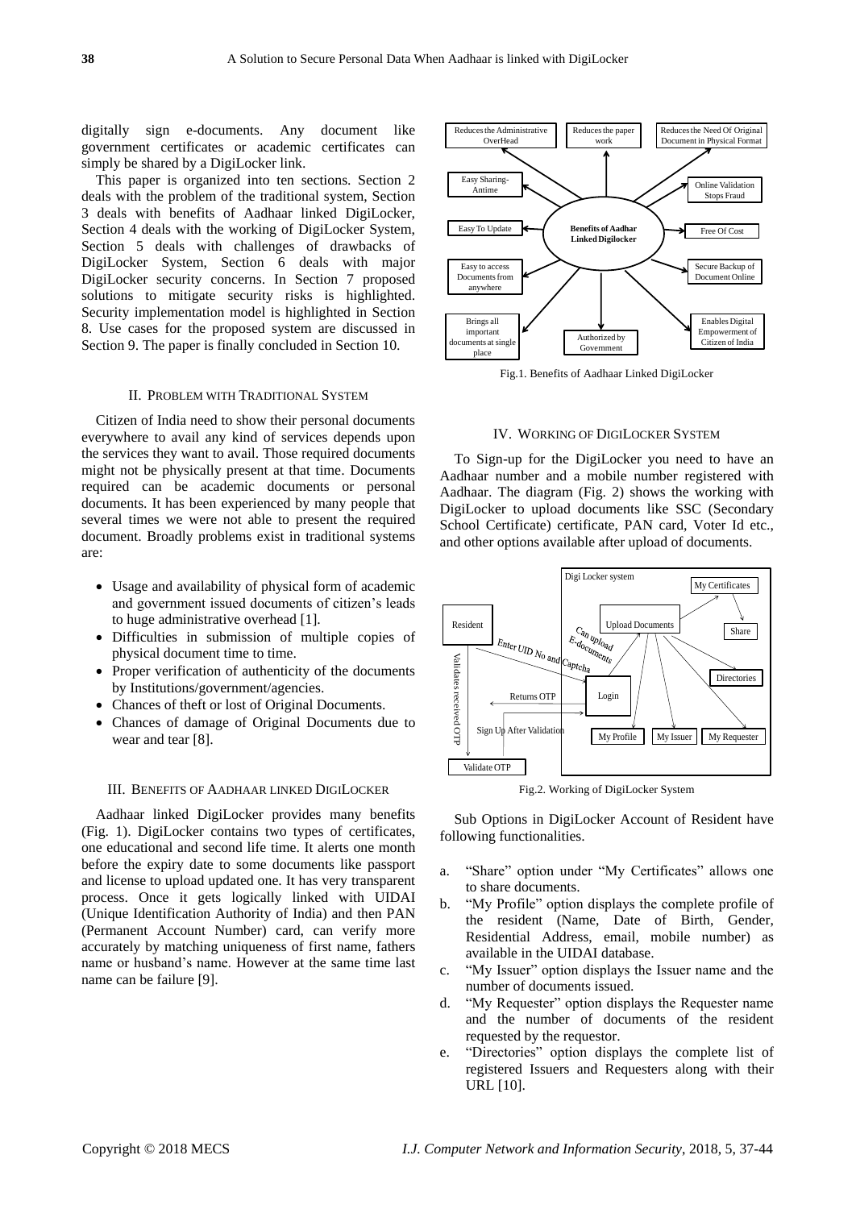digitally sign e-documents. Any document like government certificates or academic certificates can simply be shared by a DigiLocker link.

This paper is organized into ten sections. Section 2 deals with the problem of the traditional system, Section 3 deals with benefits of Aadhaar linked DigiLocker, Section 4 deals with the working of DigiLocker System, Section 5 deals with challenges of drawbacks of DigiLocker System, Section 6 deals with major DigiLocker security concerns. In Section 7 proposed solutions to mitigate security risks is highlighted. Security implementation model is highlighted in Section 8. Use cases for the proposed system are discussed in Section 9. The paper is finally concluded in Section 10.

## II. Problem with Traditional System

Citizen of India need to show their personal documents everywhere to avail any kind of services depends upon the services they want to avail. Those required documents might not be physically present at that time. Documents required can be academic documents or personal documents. It has been experienced by many people that several times we were not able to present the required document. Broadly problems exist in traditional systems are:

- Usage and availability of physical form of academic and government issued documents of citizen's leads to huge administrative overhead [1].
- Difficulties in submission of multiple copies of physical document time to time.
- Proper verification of authenticity of the documents by Institutions/government/agencies.
- Chances of theft or lost of Original Documents.
- Chances of damage of Original Documents due to wear and tear [8].

## III. Benefits of Aadhaar linked DigiLocker

Aadhaar linked DigiLocker provides many benefits (Fig. 1). DigiLocker contains two types of certificates, one educational and second life time. It alerts one month before the expiry date to some documents like passport and license to upload updated one. It has very transparent process. Once it gets logically linked with UIDAI (Unique Identification Authority of India) and then PAN (Permanent Account Number) card, can verify more accurately by matching uniqueness of first name, fathers name or husband's name. However at the same time last name can be failure [9].

Fig.1. Benefits of Aadhaar Linked DigiLocker

## IV. Working of DigiLocker System

To Sign-up for the DigiLocker you need to have an Aadhaar number and a mobile number registered with Aadhaar. The diagram (Fig. 2) shows the working with DigiLocker to upload documents like SSC (Secondary School Certificate) certificate, PAN card, Voter Id etc., and other options available after upload of documents.

Fig.2. Working of DigiLocker System

Sub Options in DigiLocker Account of Resident have following functionalities.

a. "Share" option under "My Certificates" allows one to share documents.
b. "My Profile" option displays the complete profile of the resident (Name, Date of Birth, Gender, Residential Address, email, mobile number) as available in the UIDAI database.
c. "My Issuer" option displays the Issuer name and the number of documents issued.
d. "My Requester" option displays the Requester name and the number of documents of the resident requested by the requestor.
e. "Directories" option displays the complete list of registered Issuers and Requesters along with their URL [10].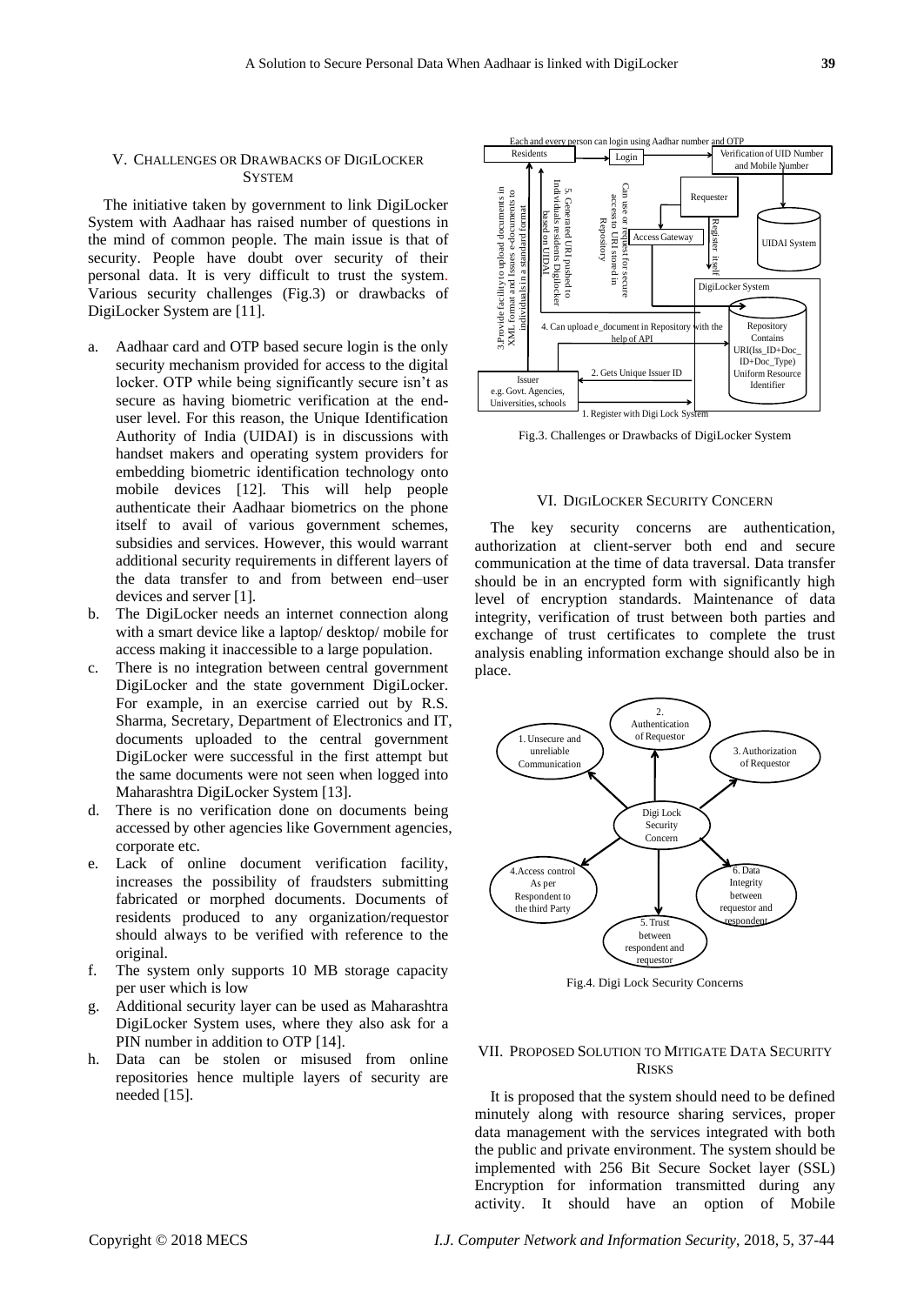## V. Challenges or Drawbacks of DigiLocker System

The initiative taken by government to link DigiLocker System with Aadhaar has raised number of questions in the mind of common people. The main issue is that of security. People have doubt over security of their personal data. It is very difficult to trust the system. Various security challenges (Fig.3) or drawbacks of DigiLocker System are [11].

a. Aadhaar card and OTP based secure login is the only security mechanism provided for access to the digital locker. OTP while being significantly secure isn't as secure as having biometric verification at the end-user level. For this reason, the Unique Identification Authority of India (UIDAI) is in discussions with handset makers and operating system providers for embedding biometric identification technology onto mobile devices [12]. This will help people authenticate their Aadhaar biometrics on the phone itself to avail of various government schemes, subsidies and services. However, this would warrant additional security requirements in different layers of the data transfer to and from between end–user devices and server [1].
b. The DigiLocker needs an internet connection along with a smart device like a laptop/ desktop/ mobile for access making it inaccessible to a large population.
c. There is no integration between central government DigiLocker and the state government DigiLocker. For example, in an exercise carried out by R.S. Sharma, Secretary, Department of Electronics and IT, documents uploaded to the central government DigiLocker were successful in the first attempt but the same documents were not seen when logged into Maharashtra DigiLocker System [13].
d. There is no verification done on documents being accessed by other agencies like Government agencies, corporate etc.
e. Lack of online document verification facility, increases the possibility of fraudsters submitting fabricated or morphed documents. Documents of residents produced to any organization/requestor should always to be verified with reference to the original.
f. The system only supports 10 MB storage capacity per user which is low
g. Additional security layer can be used as Maharashtra DigiLocker System uses, where they also ask for a PIN number in addition to OTP [14].
h. Data can be stolen or misused from online repositories hence multiple layers of security are needed [15].

Fig.3. Challenges or Drawbacks of DigiLocker System

## VI. DigiLocker Security Concern

The key security concerns are authentication, authorization at client-server both end and secure communication at the time of data traversal. Data transfer should be in an encrypted form with significantly high level of encryption standards. Maintenance of data integrity, verification of trust between both parties and exchange of trust certificates to complete the trust analysis enabling information exchange should also be in place.

Fig.4. Digi Lock Security Concerns

## VII. Proposed Solution to Mitigate Data Security Risks

It is proposed that the system should need to be defined minutely along with resource sharing services, proper data management with the services integrated with both the public and private environment. The system should be implemented with 256 Bit Secure Socket layer (SSL) Encryption for information transmitted during any activity. It should have an option of Mobile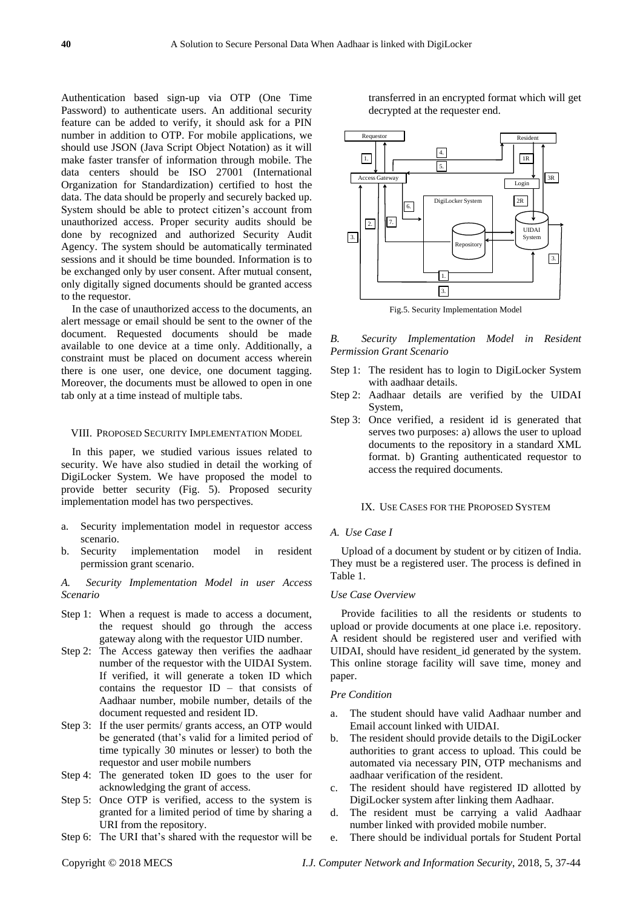Authentication based sign-up via OTP (One Time Password) to authenticate users. An additional security feature can be added to verify, it should ask for a PIN number in addition to OTP. For mobile applications, we should use JSON (Java Script Object Notation) as it will make faster transfer of information through mobile. The data centers should be ISO 27001 (International Organization for Standardization) certified to host the data. The data should be properly and securely backed up. System should be able to protect citizen's account from unauthorized access. Proper security audits should be done by recognized and authorized Security Audit Agency. The system should be automatically terminated sessions and it should be time bounded. Information is to be exchanged only by user consent. After mutual consent, only digitally signed documents should be granted access to the requestor.

In the case of unauthorized access to the documents, an alert message or email should be sent to the owner of the document. Requested documents should be made available to one device at a time only. Additionally, a constraint must be placed on document access wherein there is one user, one device, one document tagging. Moreover, the documents must be allowed to open in one tab only at a time instead of multiple tabs.

## VIII. Proposed Security Implementation Model

In this paper, we studied various issues related to security. We have also studied in detail the working of DigiLocker System. We have proposed the model to provide better security (Fig. 5). Proposed security implementation model has two perspectives.

a. Security implementation model in requestor access scenario.
b. Security implementation model in resident permission grant scenario.

### *A. Security Implementation Model in user Access Scenario*

Step 1: When a request is made to access a document, the request should go through the access gateway along with the requestor UID number.

Step 2: The Access gateway then verifies the aadhaar number of the requestor with the UIDAI System. If verified, it will generate a token ID which contains the requestor ID – that consists of Aadhaar number, mobile number, details of the document requested and resident ID.

Step 3: If the user permits/ grants access, an OTP would be generated (that's valid for a limited period of time typically 30 minutes or lesser) to both the requestor and user mobile numbers

Step 4: The generated token ID goes to the user for acknowledging the grant of access.

Step 5: Once OTP is verified, access to the system is granted for a limited period of time by sharing a URI from the repository.

Step 6: The URI that's shared with the requestor will be transferred in an encrypted format which will get decrypted at the requester end.

Fig.5. Security Implementation Model

### *B. Security Implementation Model in Resident Permission Grant Scenario*

Step 1: The resident has to login to DigiLocker System with aadhaar details.

Step 2: Aadhaar details are verified by the UIDAI System,

Step 3: Once verified, a resident id is generated that serves two purposes: a) allows the user to upload documents to the repository in a standard XML format. b) Granting authenticated requestor to access the required documents.

## IX. Use Cases for the Proposed System

### *A. Use Case I*

Upload of a document by student or by citizen of India. They must be a registered user. The process is defined in Table 1.

#### *Use Case Overview*

Provide facilities to all the residents or students to upload or provide documents at one place i.e. repository. A resident should be registered user and verified with UIDAI, should have resident_id generated by the system. This online storage facility will save time, money and paper.

#### *Pre Condition*

a. The student should have valid Aadhaar number and Email account linked with UIDAI.
b. The resident should provide details to the DigiLocker authorities to grant access to upload. This could be automated via necessary PIN, OTP mechanisms and aadhaar verification of the resident.
c. The resident should have registered ID allotted by DigiLocker system after linking them Aadhaar.
d. The resident must be carrying a valid Aadhaar number linked with provided mobile number.
e. There should be individual portals for Student Portal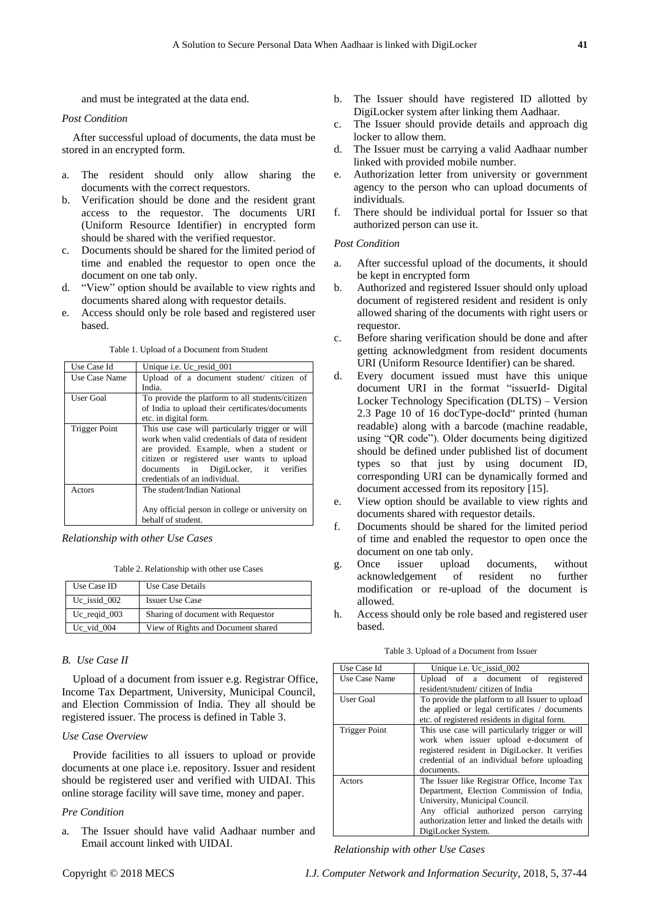and must be integrated at the data end.

*Post Condition*

After successful upload of documents, the data must be stored in an encrypted form.

a. The resident should only allow sharing the documents with the correct requestors.
b. Verification should be done and the resident grant access to the requestor. The documents URI (Uniform Resource Identifier) in encrypted form should be shared with the verified requestor.
c. Documents should be shared for the limited period of time and enabled the requestor to open once the document on one tab only.
d. "View" option should be available to view rights and documents shared along with requestor details.
e. Access should only be role based and registered user based.

Table 1. Upload of a Document from Student

| Use Case Id | Unique i.e. Uc_resid_001 |
|---|---|
| Use Case Name | Upload of a document student/ citizen of India. |
| User Goal | To provide the platform to all students/citizen of India to upload their certificates/documents etc. in digital form. |
| Trigger Point | This use case will particularly trigger or will work when valid credentials of data of resident are provided. Example, when a student or citizen or registered user wants to upload documents in DigiLocker, it verifies credentials of an individual. |
| Actors | The student/Indian National<br><br>Any official person in college or university on behalf of student. |

*Relationship with other Use Cases*

Table 2. Relationship with other use Cases

| Use Case ID | Use Case Details |
|---|---|
| Uc_issid_002 | Issuer Use Case |
| Uc_reqid_003 | Sharing of document with Requestor |
| Uc_vid_004 | View of Rights and Document shared |

### B. Use Case II

Upload of a document from issuer e.g. Registrar Office, Income Tax Department, University, Municipal Council, and Election Commission of India. They all should be registered issuer. The process is defined in Table 3.

*Use Case Overview*

Provide facilities to all issuers to upload or provide documents at one place i.e. repository. Issuer and resident should be registered user and verified with UIDAI. This online storage facility will save time, money and paper.

*Pre Condition*

a. The Issuer should have valid Aadhaar number and Email account linked with UIDAI.
b. The Issuer should have registered ID allotted by DigiLocker system after linking them Aadhaar.
c. The Issuer should provide details and approach dig locker to allow them.
d. The Issuer must be carrying a valid Aadhaar number linked with provided mobile number.
e. Authorization letter from university or government agency to the person who can upload documents of individuals.
f. There should be individual portal for Issuer so that authorized person can use it.

*Post Condition*

a. After successful upload of the documents, it should be kept in encrypted form
b. Authorized and registered Issuer should only upload document of registered resident and resident is only allowed sharing of the documents with right users or requestor.
c. Before sharing verification should be done and after getting acknowledgment from resident documents URI (Uniform Resource Identifier) can be shared.
d. Every document issued must have this unique document URI in the format "issuerId- Digital Locker Technology Specification (DLTS) – Version 2.3 Page 10 of 16 docType-docId" printed (human readable) along with a barcode (machine readable, using "QR code"). Older documents being digitized should be defined under published list of document types so that just by using document ID, corresponding URI can be dynamically formed and document accessed from its repository [15].
e. View option should be available to view rights and documents shared with requestor details.
f. Documents should be shared for the limited period of time and enabled the requestor to open once the document on one tab only.
g. Once issuer upload documents, without acknowledgement of resident no further modification or re-upload of the document is allowed.
h. Access should only be role based and registered user based.

Table 3. Upload of a Document from Issuer

| Use Case Id | Unique i.e. Uc_issid_002 |
|---|---|
| Use Case Name | Upload of a document of registered resident/student/ citizen of India |
| User Goal | To provide the platform to all Issuer to upload the applied or legal certificates / documents etc. of registered residents in digital form. |
| Trigger Point | This use case will particularly trigger or will work when issuer upload e-document of registered resident in DigiLocker. It verifies credential of an individual before uploading documents. |
| Actors | The Issuer like Registrar Office, Income Tax Department, Election Commission of India, University, Municipal Council.<br>Any official authorized person carrying authorization letter and linked the details with DigiLocker System. |

*Relationship with other Use Cases*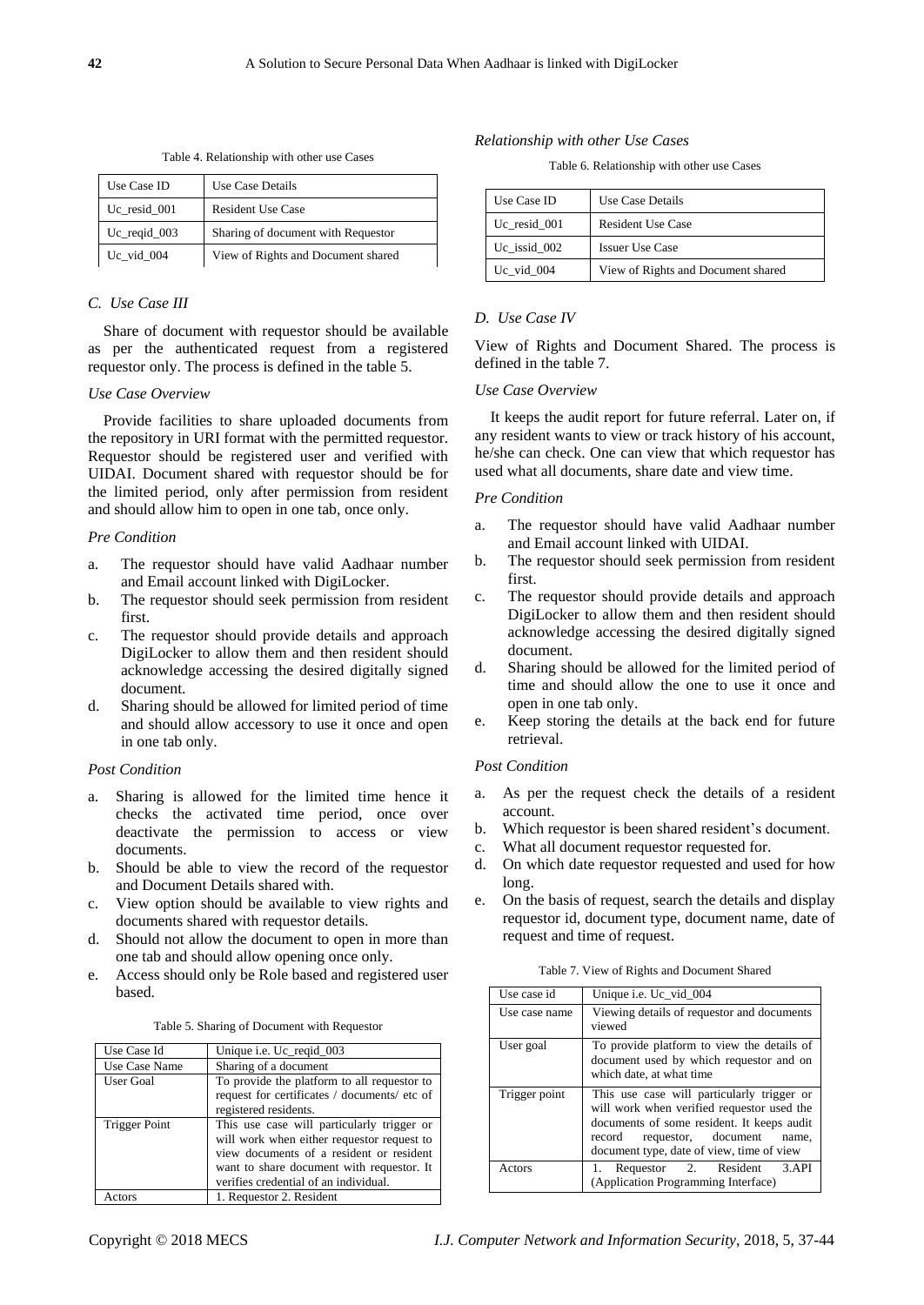Table 4. Relationship with other use Cases

| Use Case ID | Use Case Details |
|---|---|
| Uc_resid_001 | Resident Use Case |
| Uc_reqid_003 | Sharing of document with Requestor |
| Uc_vid_004 | View of Rights and Document shared |

### *C. Use Case III*

Share of document with requestor should be available as per the authenticated request from a registered requestor only. The process is defined in the table 5.

*Use Case Overview*

Provide facilities to share uploaded documents from the repository in URI format with the permitted requestor. Requestor should be registered user and verified with UIDAI. Document shared with requestor should be for the limited period, only after permission from resident and should allow him to open in one tab, once only.

*Pre Condition*

a. The requestor should have valid Aadhaar number and Email account linked with DigiLocker.
b. The requestor should seek permission from resident first.
c. The requestor should provide details and approach DigiLocker to allow them and then resident should acknowledge accessing the desired digitally signed document.
d. Sharing should be allowed for limited period of time and should allow accessory to use it once and open in one tab only.

*Post Condition*

a. Sharing is allowed for the limited time hence it checks the activated time period, once over deactivate the permission to access or view documents.
b. Should be able to view the record of the requestor and Document Details shared with.
c. View option should be available to view rights and documents shared with requestor details.
d. Should not allow the document to open in more than one tab and should allow opening once only.
e. Access should only be Role based and registered user based.

Table 5. Sharing of Document with Requestor

| Use Case Id | Unique i.e. Uc_reqid_003 |
|---|---|
| Use Case Name | Sharing of a document |
| User Goal | To provide the platform to all requestor to request for certificates / documents/ etc of registered residents. |
| Trigger Point | This use case will particularly trigger or will work when either requestor request to view documents of a resident or resident want to share document with requestor. It verifies credential of an individual. |
| Actors | 1. Requestor 2. Resident |

*Relationship with other Use Cases*

Table 6. Relationship with other use Cases

| Use Case ID | Use Case Details |
|---|---|
| Uc_resid_001 | Resident Use Case |
| Uc_issid_002 | Issuer Use Case |
| Uc_vid_004 | View of Rights and Document shared |

### *D. Use Case IV*

View of Rights and Document Shared. The process is defined in the table 7.

*Use Case Overview*

It keeps the audit report for future referral. Later on, if any resident wants to view or track history of his account, he/she can check. One can view that which requestor has used what all documents, share date and view time.

*Pre Condition*

a. The requestor should have valid Aadhaar number and Email account linked with UIDAI.
b. The requestor should seek permission from resident first.
c. The requestor should provide details and approach DigiLocker to allow them and then resident should acknowledge accessing the desired digitally signed document.
d. Sharing should be allowed for the limited period of time and should allow the one to use it once and open in one tab only.
e. Keep storing the details at the back end for future retrieval.

*Post Condition*

a. As per the request check the details of a resident account.
b. Which requestor is been shared resident's document.
c. What all document requestor requested for.
d. On which date requestor requested and used for how long.
e. On the basis of request, search the details and display requestor id, document type, document name, date of request and time of request.

Table 7. View of Rights and Document Shared

| Use case id | Unique i.e. Uc_vid_004 |
|---|---|
| Use case name | Viewing details of requestor and documents viewed |
| User goal | To provide platform to view the details of document used by which requestor and on which date, at what time |
| Trigger point | This use case will particularly trigger or will work when verified requestor used the documents of some resident. It keeps audit record requestor, document name, document type, date of view, time of view |
| Actors | 1. Requestor 2. Resident 3.API (Application Programming Interface) |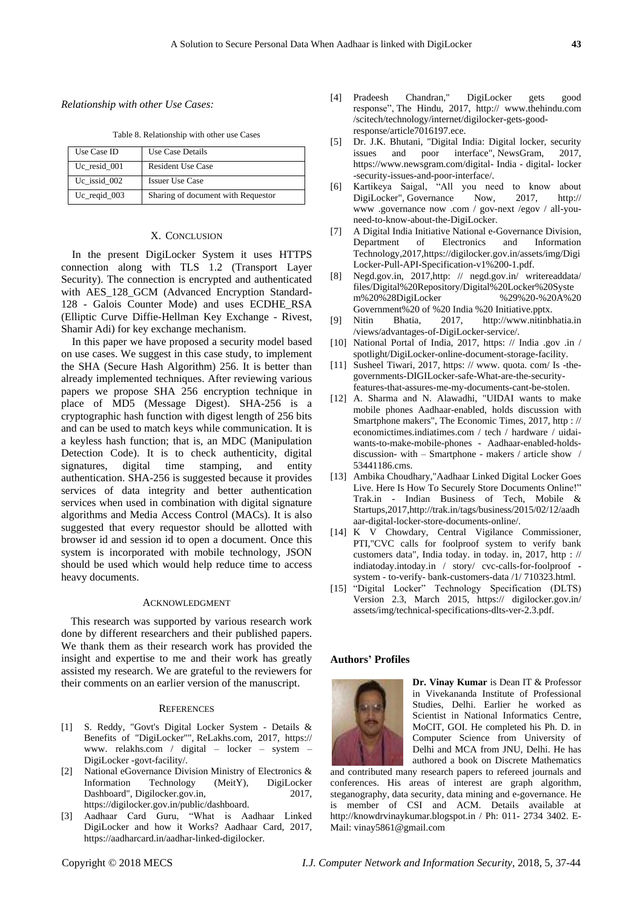*Relationship with other Use Cases:*

Table 8. Relationship with other use Cases

| Use Case ID | Use Case Details |
|---|---|
| Uc_resid_001 | Resident Use Case |
| Uc_issid_002 | Issuer Use Case |
| Uc_reqid_003 | Sharing of document with Requestor |

## X. CONCLUSION

In the present DigiLocker System it uses HTTPS connection along with TLS 1.2 (Transport Layer Security). The connection is encrypted and authenticated with AES_128_GCM (Advanced Encryption Standard-128 - Galois Counter Mode) and uses ECDHE_RSA (Elliptic Curve Diffie-Hellman Key Exchange - Rivest, Shamir Adi) for key exchange mechanism.

In this paper we have proposed a security model based on use cases. We suggest in this case study, to implement the SHA (Secure Hash Algorithm) 256. It is better than already implemented techniques. After reviewing various papers we propose SHA 256 encryption technique in place of MD5 (Message Digest). SHA-256 is a cryptographic hash function with digest length of 256 bits and can be used to match keys while communication. It is a keyless hash function; that is, an MDC (Manipulation Detection Code). It is to check authenticity, digital signatures, digital time stamping, and entity authentication. SHA-256 is suggested because it provides services of data integrity and better authentication services when used in combination with digital signature algorithms and Media Access Control (MACs). It is also suggested that every requestor should be allotted with browser id and session id to open a document. Once this system is incorporated with mobile technology, JSON should be used which would help reduce time to access heavy documents.

## ACKNOWLEDGMENT

This research was supported by various research work done by different researchers and their published papers. We thank them as their research work has provided the insight and expertise to me and their work has greatly assisted my research. We are grateful to the reviewers for their comments on an earlier version of the manuscript.

## REFERENCES

[1] S. Reddy, "Govt's Digital Locker System - Details & Benefits of "DigiLocker"", ReLakhs.com, 2017, https:// www. relakhs.com / digital – locker – system – DigiLocker -govt-facility/.

[2] National eGovernance Division Ministry of Electronics & Information Technology (MeitY), DigiLocker Dashboard", Digilocker.gov.in, 2017, https://digilocker.gov.in/public/dashboard.

[3] Aadhaar Card Guru, "What is Aadhaar Linked DigiLocker and how it Works? Aadhaar Card, 2017, https://aadharcard.in/aadhar-linked-digilocker.

[4] Pradeesh Chandran," DigiLocker gets good response", The Hindu, 2017, http:// www.thehindu.com /scitech/technology/internet/digilocker-gets-good-response/article7016197.ece.

[5] Dr. J.K. Bhutani, "Digital India: Digital locker, security issues and poor interface", NewsGram, 2017, https://www.newsgram.com/digital- India - digital- locker -security-issues-and-poor-interface/.

[6] Kartikeya Saigal, "All you need to know about DigiLocker", Governance Now, 2017, http:// www .governance now .com / gov-next /egov / all-you-need-to-know-about-the-DigiLocker.

[7] A Digital India Initiative National e-Governance Division, Department of Electronics and Information Technology,2017,https://digilocker.gov.in/assets/img/Digi Locker-Pull-API-Specification-v1%200-1.pdf.

[8] Negd.gov.in, 2017,http: // negd.gov.in/ writereaddata/ files/Digital%20Repository/Digital%20Locker%20System%20%28DigiLocker %29%20-%20A%20 Government%20 of %20 India %20 Initiative.pptx.

[9] Nitin Bhatia, 2017, http://www.nitinbhatia.in /views/advantages-of-DigiLocker-service/.

[10] National Portal of India, 2017, https: // India .gov .in / spotlight/DigiLocker-online-document-storage-facility.

[11] Susheel Tiwari, 2017, https: // www. quota. com/ Is -the-governments-DIGILocker-safe-What-are-the-security-features-that-assures-me-my-documents-cant-be-stolen.

[12] A. Sharma and N. Alawadhi, "UIDAI wants to make mobile phones Aadhaar-enabled, holds discussion with Smartphone makers", The Economic Times, 2017, http : // economictimes.indiatimes.com / tech / hardware / uidai-wants-to-make-mobile-phones - Aadhaar-enabled-holds-discussion- with – Smartphone - makers / article show / 53441186.cms.

[13] Ambika Choudhary,"Aadhaar Linked Digital Locker Goes Live. Here Is How To Securely Store Documents Online!" Trak.in - Indian Business of Tech, Mobile & Startups,2017,http://trak.in/tags/business/2015/02/12/aadhaar-digital-locker-store-documents-online/.

[14] K V Chowdary, Central Vigilance Commissioner, PTI,"CVC calls for foolproof system to verify bank customers data", India today. in today. in, 2017, http : // indiatoday.intoday.in / story/ cvc-calls-for-foolproof - system - to-verify- bank-customers-data /1/ 710323.html.

[15] "Digital Locker" Technology Specification (DLTS) Version 2.3, March 2015, https:// digilocker.gov.in/ assets/img/technical-specifications-dlts-ver-2.3.pdf.

## Authors' Profiles

**Dr. Vinay Kumar** is Dean IT & Professor in Vivekananda Institute of Professional Studies, Delhi. Earlier he worked as Scientist in National Informatics Centre, MoCIT, GOI. He completed his Ph. D. in Computer Science from University of Delhi and MCA from JNU, Delhi. He has authored a book on Discrete Mathematics and contributed many research papers to refereed journals and conferences. His areas of interest are graph algorithm, steganography, data security, data mining and e-governance. He is member of CSI and ACM. Details available at http://knowdrvinaykumar.blogspot.in / Ph: 011- 2734 3402. E-Mail: vinay5861@gmail.com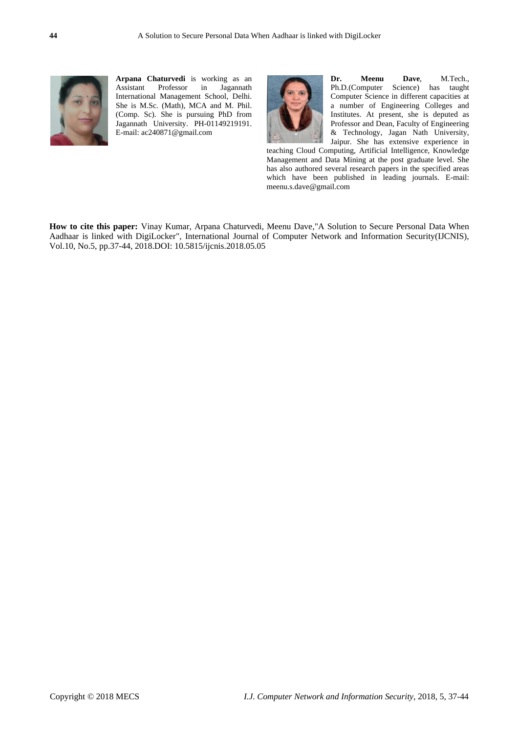**Arpana Chaturvedi** is working as an Assistant Professor in Jagannath International Management School, Delhi. She is M.Sc. (Math), MCA and M. Phil. (Comp. Sc). She is pursuing PhD from Jagannath University. PH-01149219191. E-mail: ac240871@gmail.com

**Dr. Meenu Dave**, M.Tech., Ph.D.(Computer Science) has taught Computer Science in different capacities at a number of Engineering Colleges and Institutes. At present, she is deputed as Professor and Dean, Faculty of Engineering & Technology, Jagan Nath University, Jaipur. She has extensive experience in teaching Cloud Computing, Artificial Intelligence, Knowledge Management and Data Mining at the post graduate level. She has also authored several research papers in the specified areas which have been published in leading journals. E-mail: meenu.s.dave@gmail.com

**How to cite this paper:** Vinay Kumar, Arpana Chaturvedi, Meenu Dave,"A Solution to Secure Personal Data When Aadhaar is linked with DigiLocker", International Journal of Computer Network and Information Security(IJCNIS), Vol.10, No.5, pp.37-44, 2018.DOI: 10.5815/ijcnis.2018.05.05